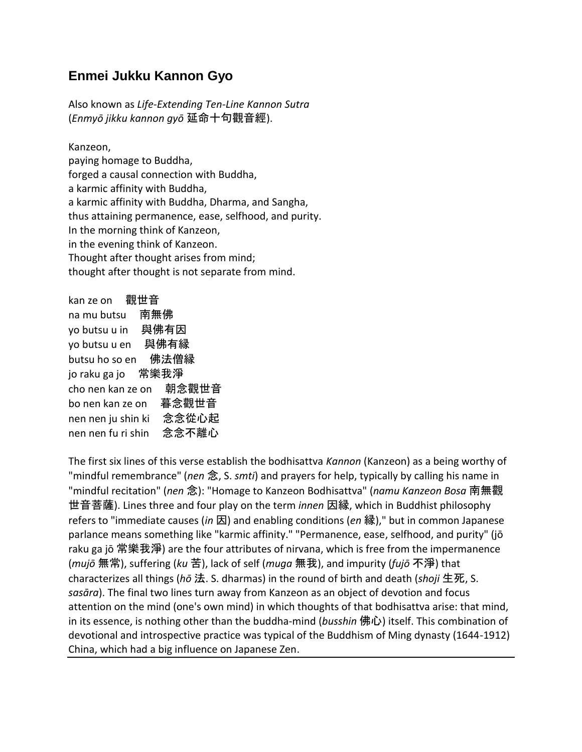## Enmei Jukku Kannon Gyo

Also known as *Life-Extending Ten-Line Kannon Sutra* (*Enmyō jikku kannon gyō* 延命十句觀音經).

Kanzeon,
paying homage to Buddha,
forged a causal connection with Buddha,
a karmic affinity with Buddha,
a karmic affinity with Buddha, Dharma, and Sangha,
thus attaining permanence, ease, selfhood, and purity.
In the morning think of Kanzeon,
in the evening think of Kanzeon.
Thought after thought arises from mind;
thought after thought is not separate from mind.

kan ze on　觀世音
na mu butsu　南無佛
yo butsu u in　與佛有因
yo butsu u en　與佛有縁
butsu ho so en　佛法僧縁
jo raku ga jo　常樂我淨
cho nen kan ze on　朝念觀世音
bo nen kan ze on　暮念觀世音
nen nen ju shin ki　念念從心起
nen nen fu ri shin　念念不離心

The first six lines of this verse establish the bodhisattva *Kannon* (Kanzeon) as a being worthy of "mindful remembrance" (*nen* 念, S. *smti*) and prayers for help, typically by calling his name in "mindful recitation" (*nen* 念): "Homage to Kanzeon Bodhisattva" (*namu Kanzeon Bosa* 南無觀世音菩薩). Lines three and four play on the term *innen* 因縁, which in Buddhist philosophy refers to "immediate causes (*in* 因) and enabling conditions (*en* 縁)," but in common Japanese parlance means something like "karmic affinity." "Permanence, ease, selfhood, and purity" (jō raku ga jō 常樂我淨) are the four attributes of nirvana, which is free from the impermanence (*mujō* 無常), suffering (*ku* 苦), lack of self (*muga* 無我), and impurity (*fujō* 不淨) that characterizes all things (*hō* 法. S. dharmas) in the round of birth and death (*shoji* 生死, S. *sasāra*). The final two lines turn away from Kanzeon as an object of devotion and focus attention on the mind (one's own mind) in which thoughts of that bodhisattva arise: that mind, in its essence, is nothing other than the buddha-mind (*busshin* 佛心) itself. This combination of devotional and introspective practice was typical of the Buddhism of Ming dynasty (1644-1912) China, which had a big influence on Japanese Zen.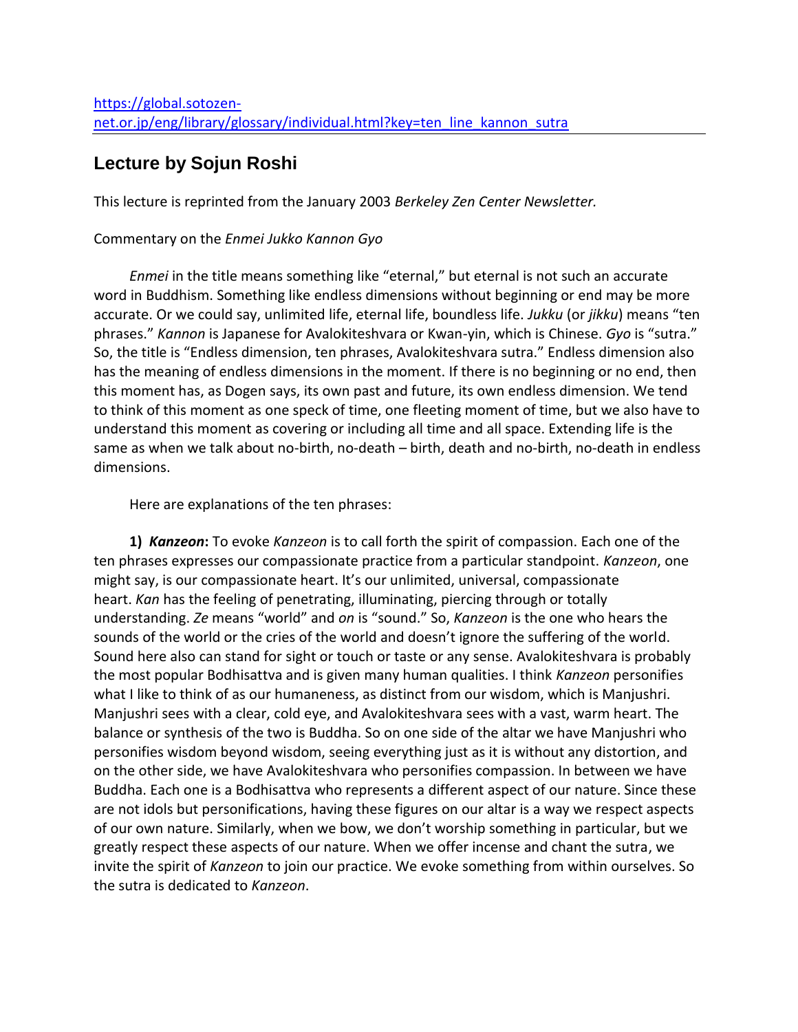https://global.sotozen-net.or.jp/eng/library/glossary/individual.html?key=ten_line_kannon_sutra

## Lecture by Sojun Roshi

This lecture is reprinted from the January 2003 *Berkeley Zen Center Newsletter.*

Commentary on the *Enmei Jukko Kannon Gyo*

*Enmei* in the title means something like "eternal," but eternal is not such an accurate word in Buddhism. Something like endless dimensions without beginning or end may be more accurate. Or we could say, unlimited life, eternal life, boundless life. *Jukku* (or *jikku*) means "ten phrases." *Kannon* is Japanese for Avalokiteshvara or Kwan-yin, which is Chinese. *Gyo* is "sutra." So, the title is "Endless dimension, ten phrases, Avalokiteshvara sutra." Endless dimension also has the meaning of endless dimensions in the moment. If there is no beginning or no end, then this moment has, as Dogen says, its own past and future, its own endless dimension. We tend to think of this moment as one speck of time, one fleeting moment of time, but we also have to understand this moment as covering or including all time and all space. Extending life is the same as when we talk about no-birth, no-death – birth, death and no-birth, no-death in endless dimensions.

Here are explanations of the ten phrases:

**1) *Kanzeon*:** To evoke *Kanzeon* is to call forth the spirit of compassion. Each one of the ten phrases expresses our compassionate practice from a particular standpoint. *Kanzeon*, one might say, is our compassionate heart. It's our unlimited, universal, compassionate heart. *Kan* has the feeling of penetrating, illuminating, piercing through or totally understanding. *Ze* means "world" and *on* is "sound." So, *Kanzeon* is the one who hears the sounds of the world or the cries of the world and doesn't ignore the suffering of the world. Sound here also can stand for sight or touch or taste or any sense. Avalokiteshvara is probably the most popular Bodhisattva and is given many human qualities. I think *Kanzeon* personifies what I like to think of as our humaneness, as distinct from our wisdom, which is Manjushri. Manjushri sees with a clear, cold eye, and Avalokiteshvara sees with a vast, warm heart. The balance or synthesis of the two is Buddha. So on one side of the altar we have Manjushri who personifies wisdom beyond wisdom, seeing everything just as it is without any distortion, and on the other side, we have Avalokiteshvara who personifies compassion. In between we have Buddha. Each one is a Bodhisattva who represents a different aspect of our nature. Since these are not idols but personifications, having these figures on our altar is a way we respect aspects of our own nature. Similarly, when we bow, we don't worship something in particular, but we greatly respect these aspects of our nature. When we offer incense and chant the sutra, we invite the spirit of *Kanzeon* to join our practice. We evoke something from within ourselves. So the sutra is dedicated to *Kanzeon*.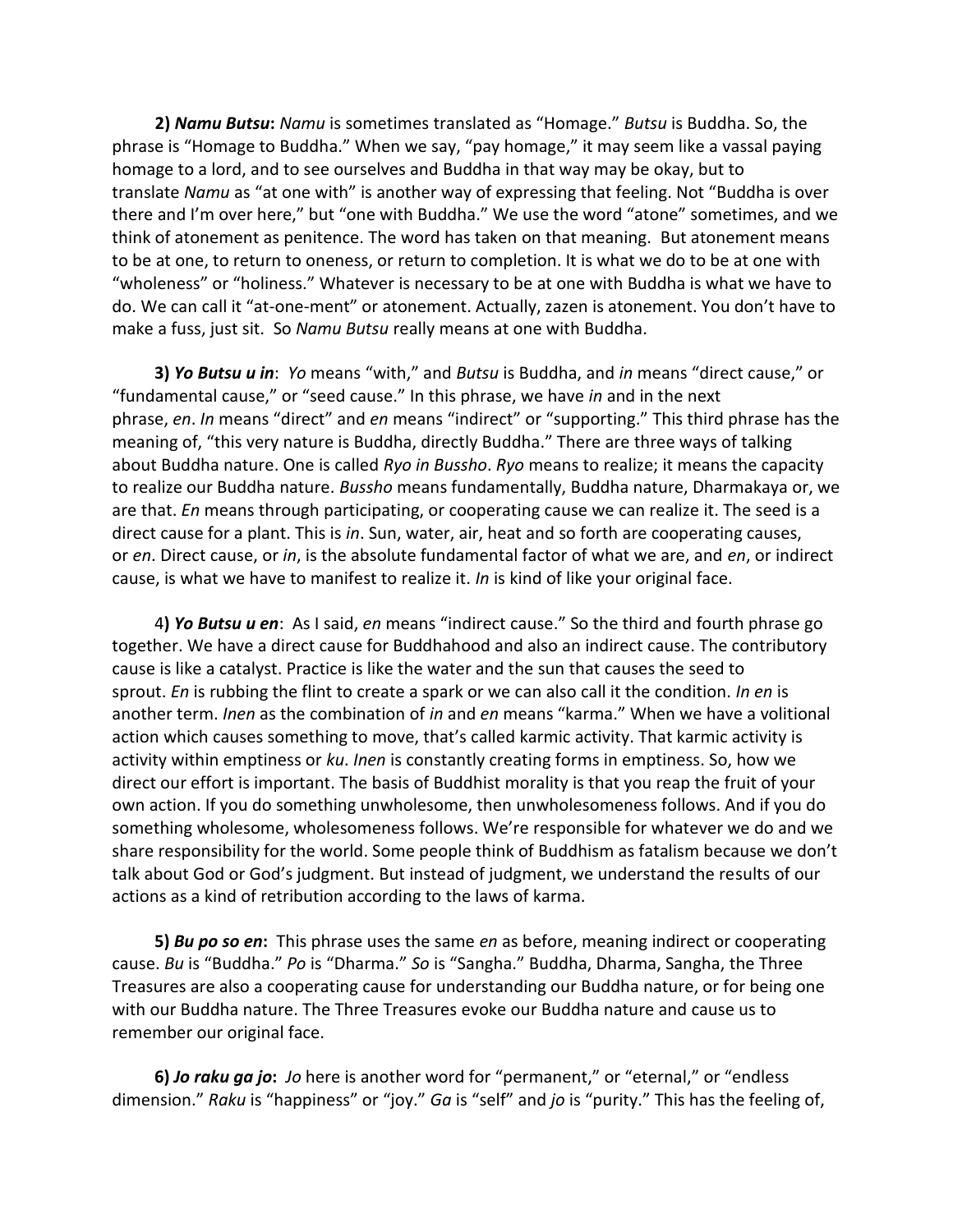**2) *Namu Butsu*:** *Namu* is sometimes translated as "Homage." *Butsu* is Buddha. So, the phrase is "Homage to Buddha." When we say, "pay homage," it may seem like a vassal paying homage to a lord, and to see ourselves and Buddha in that way may be okay, but to translate *Namu* as "at one with" is another way of expressing that feeling. Not "Buddha is over there and I'm over here," but "one with Buddha." We use the word "atone" sometimes, and we think of atonement as penitence. The word has taken on that meaning. But atonement means to be at one, to return to oneness, or return to completion. It is what we do to be at one with "wholeness" or "holiness." Whatever is necessary to be at one with Buddha is what we have to do. We can call it "at-one-ment" or atonement. Actually, zazen is atonement. You don't have to make a fuss, just sit. So *Namu Butsu* really means at one with Buddha.

**3) *Yo Butsu u in*:** *Yo* means "with," and *Butsu* is Buddha, and *in* means "direct cause," or "fundamental cause," or "seed cause." In this phrase, we have *in* and in the next phrase, *en*. *In* means "direct" and *en* means "indirect" or "supporting." This third phrase has the meaning of, "this very nature is Buddha, directly Buddha." There are three ways of talking about Buddha nature. One is called *Ryo in Bussho*. *Ryo* means to realize; it means the capacity to realize our Buddha nature. *Bussho* means fundamentally, Buddha nature, Dharmakaya or, we are that. *En* means through participating, or cooperating cause we can realize it. The seed is a direct cause for a plant. This is *in*. Sun, water, air, heat and so forth are cooperating causes, or *en*. Direct cause, or *in*, is the absolute fundamental factor of what we are, and *en*, or indirect cause, is what we have to manifest to realize it. *In* is kind of like your original face.

4**) *Yo Butsu u en*:** As I said, *en* means "indirect cause." So the third and fourth phrase go together. We have a direct cause for Buddhahood and also an indirect cause. The contributory cause is like a catalyst. Practice is like the water and the sun that causes the seed to sprout. *En* is rubbing the flint to create a spark or we can also call it the condition. *In en* is another term. *Inen* as the combination of *in* and *en* means "karma." When we have a volitional action which causes something to move, that's called karmic activity. That karmic activity is activity within emptiness or *ku*. *Inen* is constantly creating forms in emptiness. So, how we direct our effort is important. The basis of Buddhist morality is that you reap the fruit of your own action. If you do something unwholesome, then unwholesomeness follows. And if you do something wholesome, wholesomeness follows. We're responsible for whatever we do and we share responsibility for the world. Some people think of Buddhism as fatalism because we don't talk about God or God's judgment. But instead of judgment, we understand the results of our actions as a kind of retribution according to the laws of karma.

**5) *Bu po so en*:** This phrase uses the same *en* as before, meaning indirect or cooperating cause. *Bu* is "Buddha." *Po* is "Dharma." *So* is "Sangha." Buddha, Dharma, Sangha, the Three Treasures are also a cooperating cause for understanding our Buddha nature, or for being one with our Buddha nature. The Three Treasures evoke our Buddha nature and cause us to remember our original face.

**6) *Jo raku ga jo*:** *Jo* here is another word for "permanent," or "eternal," or "endless dimension." *Raku* is "happiness" or "joy." *Ga* is "self" and *jo* is "purity." This has the feeling of,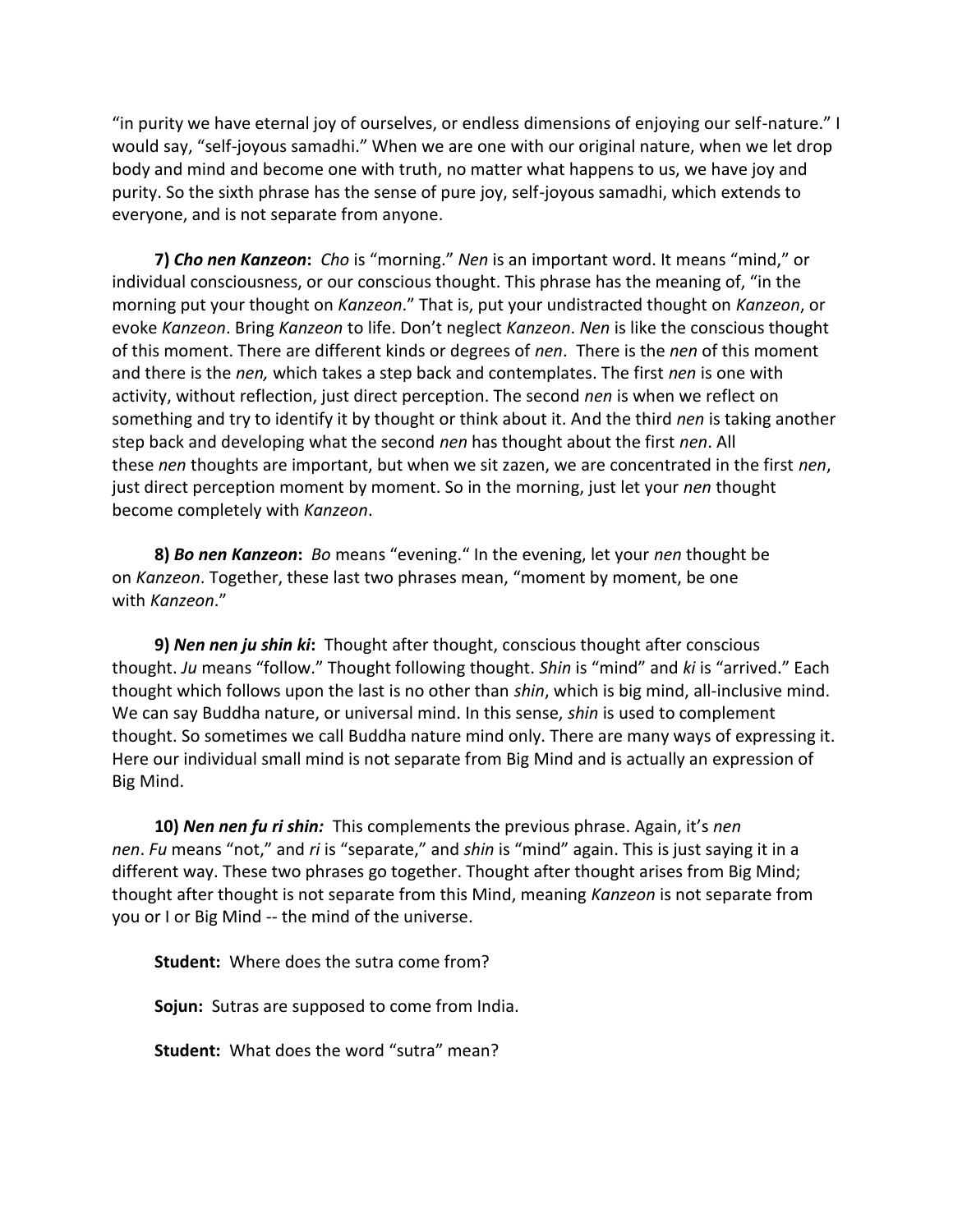"in purity we have eternal joy of ourselves, or endless dimensions of enjoying our self-nature." I would say, "self-joyous samadhi." When we are one with our original nature, when we let drop body and mind and become one with truth, no matter what happens to us, we have joy and purity. So the sixth phrase has the sense of pure joy, self-joyous samadhi, which extends to everyone, and is not separate from anyone.

**7) *Cho nen Kanzeon*:** *Cho* is "morning." *Nen* is an important word. It means "mind," or individual consciousness, or our conscious thought. This phrase has the meaning of, "in the morning put your thought on *Kanzeon*." That is, put your undistracted thought on *Kanzeon*, or evoke *Kanzeon*. Bring *Kanzeon* to life. Don't neglect *Kanzeon*. *Nen* is like the conscious thought of this moment. There are different kinds or degrees of *nen*. There is the *nen* of this moment and there is the *nen,* which takes a step back and contemplates. The first *nen* is one with activity, without reflection, just direct perception. The second *nen* is when we reflect on something and try to identify it by thought or think about it. And the third *nen* is taking another step back and developing what the second *nen* has thought about the first *nen*. All these *nen* thoughts are important, but when we sit zazen, we are concentrated in the first *nen*, just direct perception moment by moment. So in the morning, just let your *nen* thought become completely with *Kanzeon*.

**8) *Bo nen Kanzeon*:** *Bo* means "evening." In the evening, let your *nen* thought be on *Kanzeon*. Together, these last two phrases mean, "moment by moment, be one with *Kanzeon*."

**9) *Nen nen ju shin ki*:** Thought after thought, conscious thought after conscious thought. *Ju* means "follow." Thought following thought. *Shin* is "mind" and *ki* is "arrived." Each thought which follows upon the last is no other than *shin*, which is big mind, all-inclusive mind. We can say Buddha nature, or universal mind. In this sense, *shin* is used to complement thought. So sometimes we call Buddha nature mind only. There are many ways of expressing it. Here our individual small mind is not separate from Big Mind and is actually an expression of Big Mind.

**10) *Nen nen fu ri shin:*** This complements the previous phrase. Again, it's *nen nen*. *Fu* means "not," and *ri* is "separate," and *shin* is "mind" again. This is just saying it in a different way. These two phrases go together. Thought after thought arises from Big Mind; thought after thought is not separate from this Mind, meaning *Kanzeon* is not separate from you or I or Big Mind -- the mind of the universe.

**Student:** Where does the sutra come from?

**Sojun:** Sutras are supposed to come from India.

**Student:** What does the word "sutra" mean?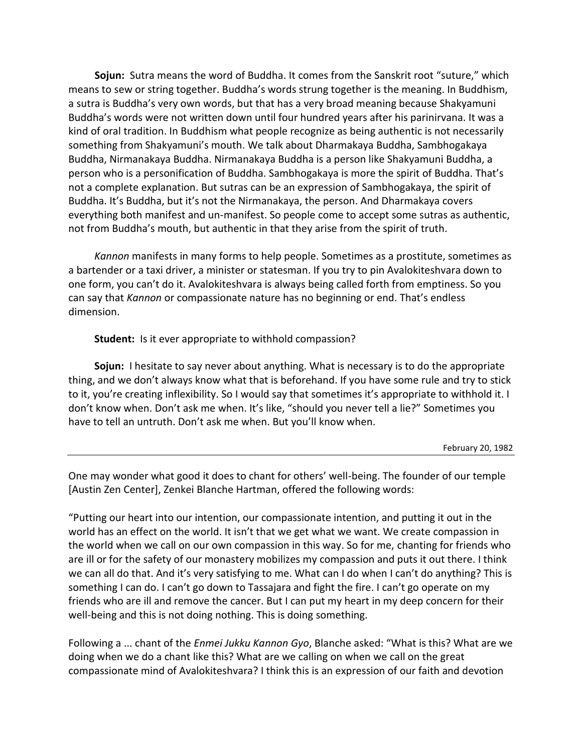**Sojun:** Sutra means the word of Buddha. It comes from the Sanskrit root "suture," which means to sew or string together. Buddha's words strung together is the meaning. In Buddhism, a sutra is Buddha's very own words, but that has a very broad meaning because Shakyamuni Buddha's words were not written down until four hundred years after his parinirvana. It was a kind of oral tradition. In Buddhism what people recognize as being authentic is not necessarily something from Shakyamuni's mouth. We talk about Dharmakaya Buddha, Sambhogakaya Buddha, Nirmanakaya Buddha. Nirmanakaya Buddha is a person like Shakyamuni Buddha, a person who is a personification of Buddha. Sambhogakaya is more the spirit of Buddha. That's not a complete explanation. But sutras can be an expression of Sambhogakaya, the spirit of Buddha. It's Buddha, but it's not the Nirmanakaya, the person. And Dharmakaya covers everything both manifest and un-manifest. So people come to accept some sutras as authentic, not from Buddha's mouth, but authentic in that they arise from the spirit of truth.

*Kannon* manifests in many forms to help people. Sometimes as a prostitute, sometimes as a bartender or a taxi driver, a minister or statesman. If you try to pin Avalokiteshvara down to one form, you can't do it. Avalokiteshvara is always being called forth from emptiness. So you can say that *Kannon* or compassionate nature has no beginning or end. That's endless dimension.

**Student:** Is it ever appropriate to withhold compassion?

**Sojun:** I hesitate to say never about anything. What is necessary is to do the appropriate thing, and we don't always know what that is beforehand. If you have some rule and try to stick to it, you're creating inflexibility. So I would say that sometimes it's appropriate to withhold it. I don't know when. Don't ask me when. It's like, "should you never tell a lie?" Sometimes you have to tell an untruth. Don't ask me when. But you'll know when.

February 20, 1982

---

One may wonder what good it does to chant for others' well-being. The founder of our temple [Austin Zen Center], Zenkei Blanche Hartman, offered the following words:

"Putting our heart into our intention, our compassionate intention, and putting it out in the world has an effect on the world. It isn't that we get what we want. We create compassion in the world when we call on our own compassion in this way. So for me, chanting for friends who are ill or for the safety of our monastery mobilizes my compassion and puts it out there. I think we can all do that. And it's very satisfying to me. What can I do when I can't do anything? This is something I can do. I can't go down to Tassajara and fight the fire. I can't go operate on my friends who are ill and remove the cancer. But I can put my heart in my deep concern for their well-being and this is not doing nothing. This is doing something.

Following a ... chant of the *Enmei Jukku Kannon Gyo*, Blanche asked: "What is this? What are we doing when we do a chant like this? What are we calling on when we call on the great compassionate mind of Avalokiteshvara? I think this is an expression of our faith and devotion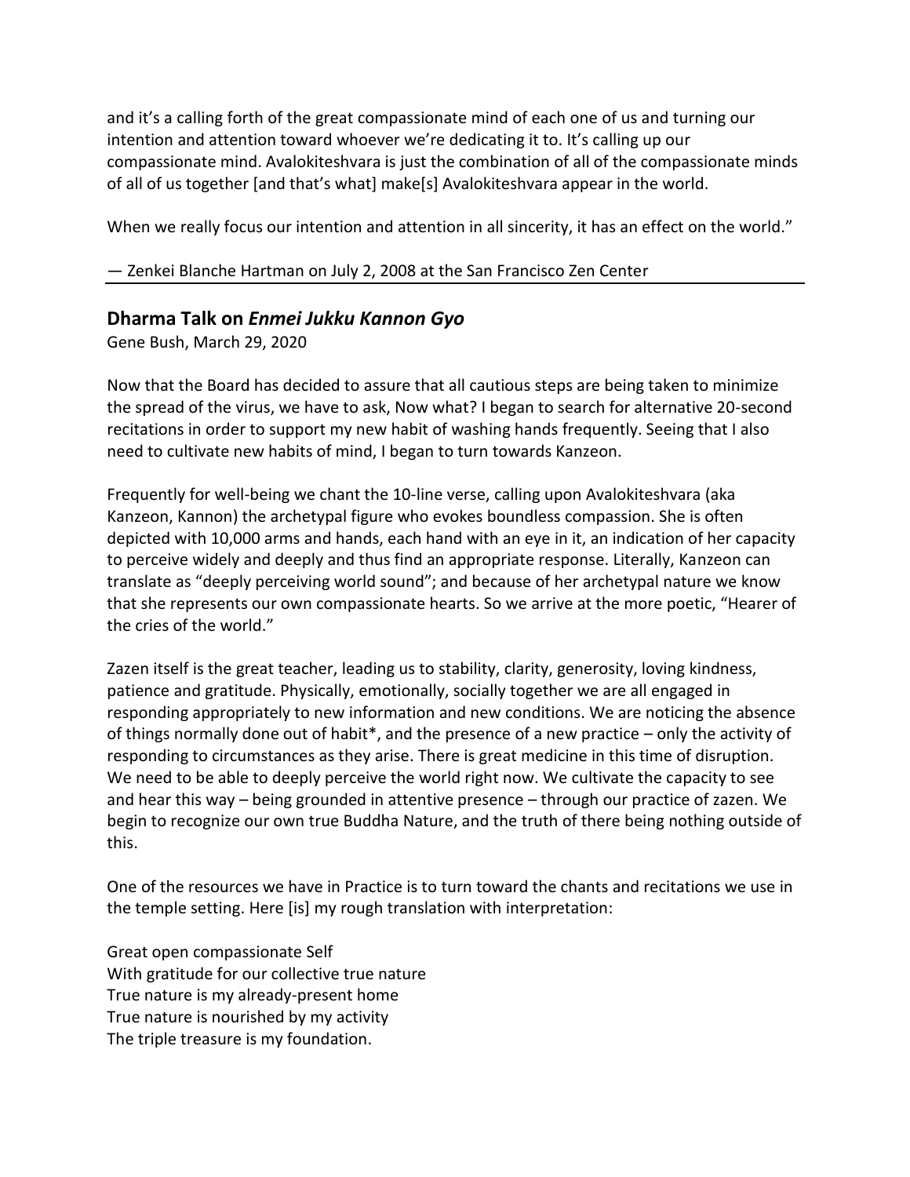and it's a calling forth of the great compassionate mind of each one of us and turning our intention and attention toward whoever we're dedicating it to. It's calling up our compassionate mind. Avalokiteshvara is just the combination of all of the compassionate minds of all of us together [and that's what] make[s] Avalokiteshvara appear in the world.

When we really focus our intention and attention in all sincerity, it has an effect on the world."

— Zenkei Blanche Hartman on July 2, 2008 at the San Francisco Zen Center

---

## Dharma Talk on *Enmei Jukku Kannon Gyo*

Gene Bush, March 29, 2020

Now that the Board has decided to assure that all cautious steps are being taken to minimize the spread of the virus, we have to ask, Now what? I began to search for alternative 20-second recitations in order to support my new habit of washing hands frequently. Seeing that I also need to cultivate new habits of mind, I began to turn towards Kanzeon.

Frequently for well-being we chant the 10-line verse, calling upon Avalokiteshvara (aka Kanzeon, Kannon) the archetypal figure who evokes boundless compassion. She is often depicted with 10,000 arms and hands, each hand with an eye in it, an indication of her capacity to perceive widely and deeply and thus find an appropriate response. Literally, Kanzeon can translate as "deeply perceiving world sound"; and because of her archetypal nature we know that she represents our own compassionate hearts. So we arrive at the more poetic, "Hearer of the cries of the world."

Zazen itself is the great teacher, leading us to stability, clarity, generosity, loving kindness, patience and gratitude. Physically, emotionally, socially together we are all engaged in responding appropriately to new information and new conditions. We are noticing the absence of things normally done out of habit*, and the presence of a new practice – only the activity of responding to circumstances as they arise. There is great medicine in this time of disruption. We need to be able to deeply perceive the world right now. We cultivate the capacity to see and hear this way – being grounded in attentive presence – through our practice of zazen. We begin to recognize our own true Buddha Nature, and the truth of there being nothing outside of this.

One of the resources we have in Practice is to turn toward the chants and recitations we use in the temple setting. Here [is] my rough translation with interpretation:

Great open compassionate Self
With gratitude for our collective true nature
True nature is my already-present home
True nature is nourished by my activity
The triple treasure is my foundation.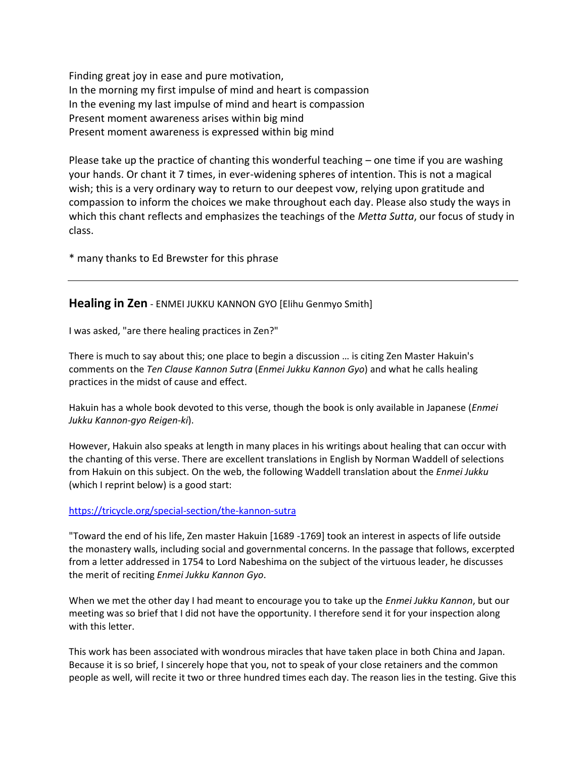Finding great joy in ease and pure motivation,
In the morning my first impulse of mind and heart is compassion
In the evening my last impulse of mind and heart is compassion
Present moment awareness arises within big mind
Present moment awareness is expressed within big mind

Please take up the practice of chanting this wonderful teaching – one time if you are washing your hands. Or chant it 7 times, in ever-widening spheres of intention. This is not a magical wish; this is a very ordinary way to return to our deepest vow, relying upon gratitude and compassion to inform the choices we make throughout each day. Please also study the ways in which this chant reflects and emphasizes the teachings of the *Metta Sutta*, our focus of study in class.

* many thanks to Ed Brewster for this phrase

---

## **Healing in Zen** - ENMEI JUKKU KANNON GYO [Elihu Genmyo Smith]

I was asked, "are there healing practices in Zen?"

There is much to say about this; one place to begin a discussion … is citing Zen Master Hakuin's comments on the *Ten Clause Kannon Sutra* (*Enmei Jukku Kannon Gyo*) and what he calls healing practices in the midst of cause and effect.

Hakuin has a whole book devoted to this verse, though the book is only available in Japanese (*Enmei Jukku Kannon-gyo Reigen-ki*).

However, Hakuin also speaks at length in many places in his writings about healing that can occur with the chanting of this verse. There are excellent translations in English by Norman Waddell of selections from Hakuin on this subject. On the web, the following Waddell translation about the *Enmei Jukku* (which I reprint below) is a good start:

[https://tricycle.org/special-section/the-kannon-sutra](https://tricycle.org/special-section/the-kannon-sutra)

"Toward the end of his life, Zen master Hakuin [1689 -1769] took an interest in aspects of life outside the monastery walls, including social and governmental concerns. In the passage that follows, excerpted from a letter addressed in 1754 to Lord Nabeshima on the subject of the virtuous leader, he discusses the merit of reciting *Enmei Jukku Kannon Gyo*.

When we met the other day I had meant to encourage you to take up the *Enmei Jukku Kannon*, but our meeting was so brief that I did not have the opportunity. I therefore send it for your inspection along with this letter.

This work has been associated with wondrous miracles that have taken place in both China and Japan. Because it is so brief, I sincerely hope that you, not to speak of your close retainers and the common people as well, will recite it two or three hundred times each day. The reason lies in the testing. Give this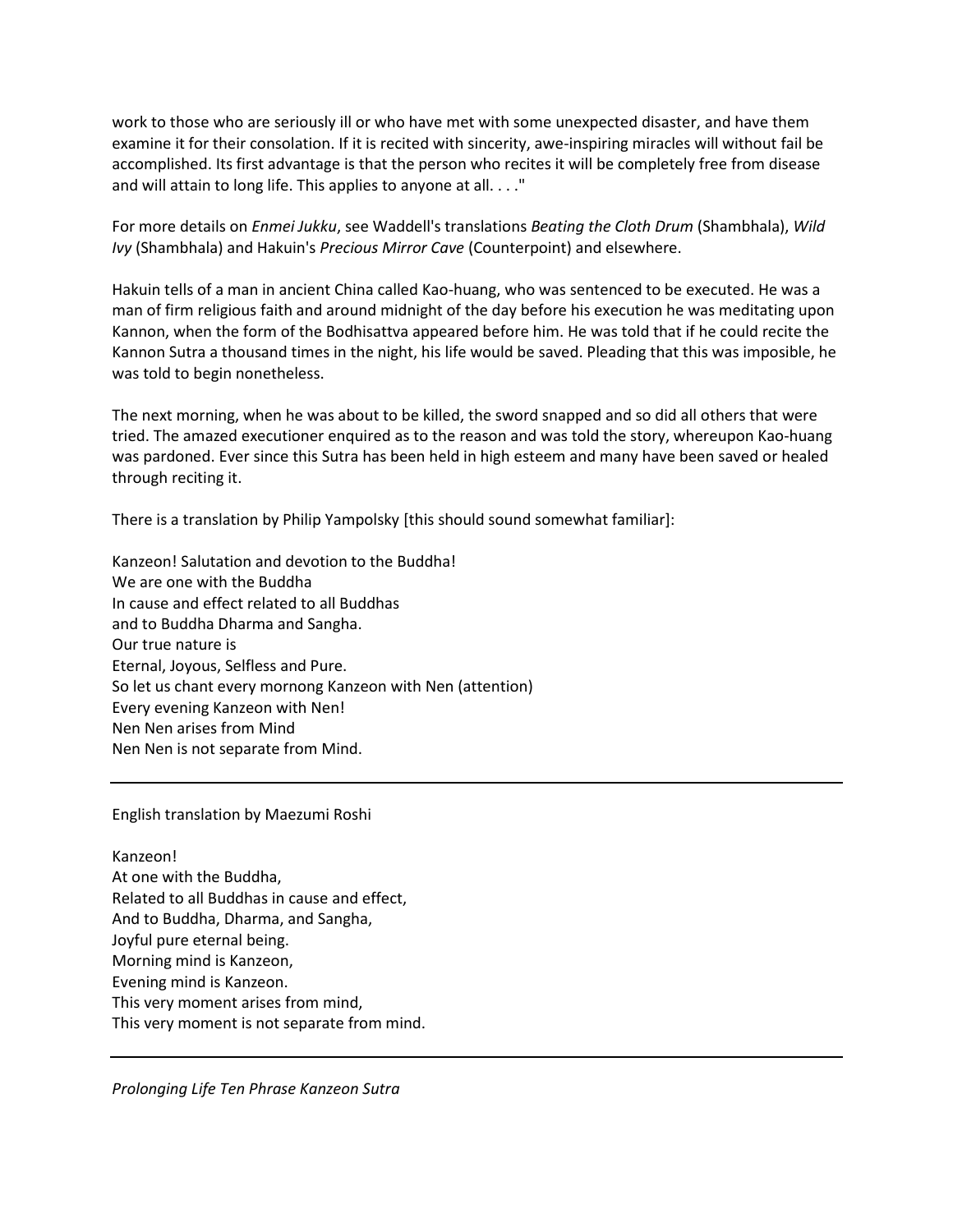work to those who are seriously ill or who have met with some unexpected disaster, and have them examine it for their consolation. If it is recited with sincerity, awe-inspiring miracles will without fail be accomplished. Its first advantage is that the person who recites it will be completely free from disease and will attain to long life. This applies to anyone at all. . . ."

For more details on *Enmei Jukku*, see Waddell's translations *Beating the Cloth Drum* (Shambhala), *Wild Ivy* (Shambhala) and Hakuin's *Precious Mirror Cave* (Counterpoint) and elsewhere.

Hakuin tells of a man in ancient China called Kao-huang, who was sentenced to be executed. He was a man of firm religious faith and around midnight of the day before his execution he was meditating upon Kannon, when the form of the Bodhisattva appeared before him. He was told that if he could recite the Kannon Sutra a thousand times in the night, his life would be saved. Pleading that this was imposible, he was told to begin nonetheless.

The next morning, when he was about to be killed, the sword snapped and so did all others that were tried. The amazed executioner enquired as to the reason and was told the story, whereupon Kao-huang was pardoned. Ever since this Sutra has been held in high esteem and many have been saved or healed through reciting it.

There is a translation by Philip Yampolsky [this should sound somewhat familiar]:

Kanzeon! Salutation and devotion to the Buddha!
We are one with the Buddha
In cause and effect related to all Buddhas
and to Buddha Dharma and Sangha.
Our true nature is
Eternal, Joyous, Selfless and Pure.
So let us chant every mornong Kanzeon with Nen (attention)
Every evening Kanzeon with Nen!
Nen Nen arises from Mind
Nen Nen is not separate from Mind.

---

English translation by Maezumi Roshi

Kanzeon!
At one with the Buddha,
Related to all Buddhas in cause and effect,
And to Buddha, Dharma, and Sangha,
Joyful pure eternal being.
Morning mind is Kanzeon,
Evening mind is Kanzeon.
This very moment arises from mind,
This very moment is not separate from mind.

---

*Prolonging Life Ten Phrase Kanzeon Sutra*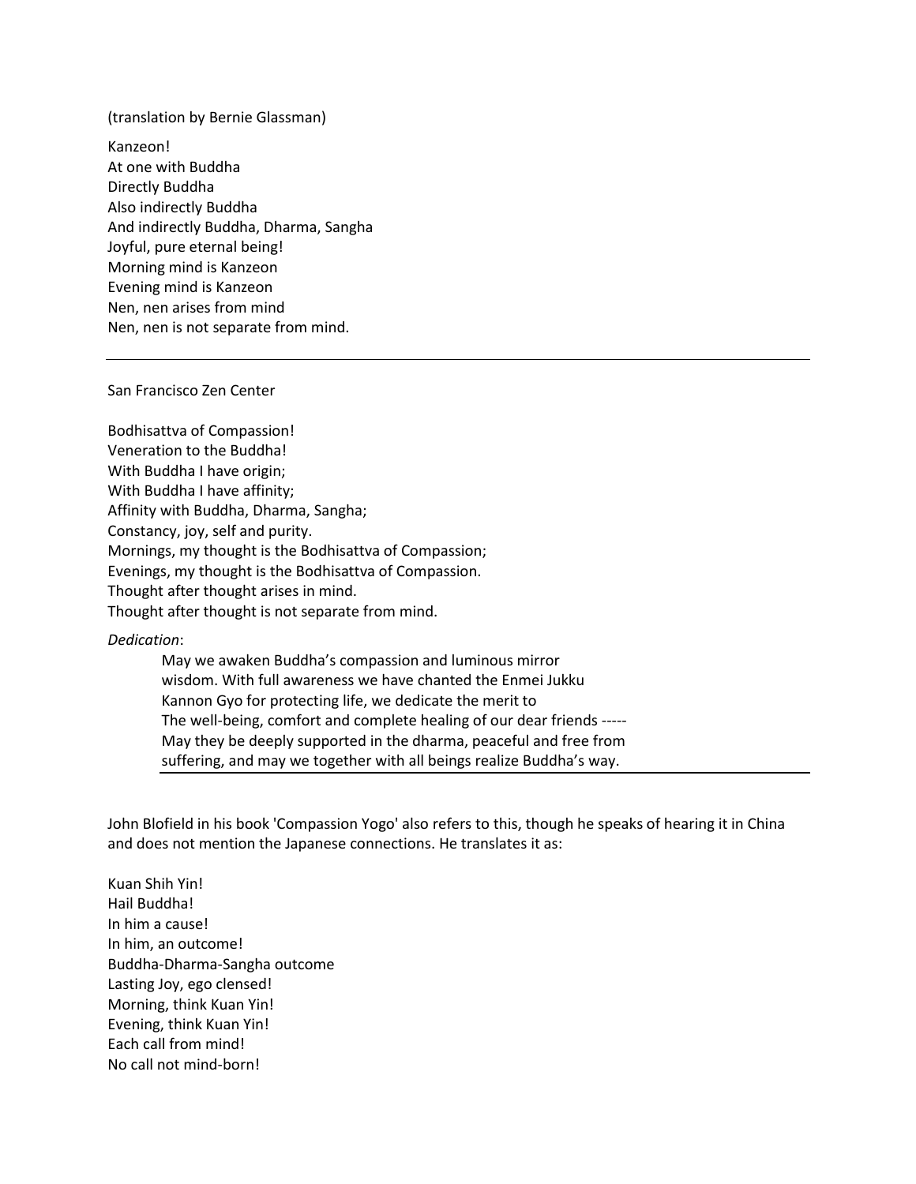(translation by Bernie Glassman)

Kanzeon!
At one with Buddha
Directly Buddha
Also indirectly Buddha
And indirectly Buddha, Dharma, Sangha
Joyful, pure eternal being!
Morning mind is Kanzeon
Evening mind is Kanzeon
Nen, nen arises from mind
Nen, nen is not separate from mind.

---

San Francisco Zen Center

Bodhisattva of Compassion!
Veneration to the Buddha!
With Buddha I have origin;
With Buddha I have affinity;
Affinity with Buddha, Dharma, Sangha;
Constancy, joy, self and purity.
Mornings, my thought is the Bodhisattva of Compassion;
Evenings, my thought is the Bodhisattva of Compassion.
Thought after thought arises in mind.
Thought after thought is not separate from mind.

*Dedication*:

> May we awaken Buddha's compassion and luminous mirror wisdom. With full awareness we have chanted the Enmei Jukku Kannon Gyo for protecting life, we dedicate the merit to The well-being, comfort and complete healing of our dear friends ----- May they be deeply supported in the dharma, peaceful and free from suffering, and may we together with all beings realize Buddha's way.

---

John Blofield in his book 'Compassion Yogo' also refers to this, though he speaks of hearing it in China and does not mention the Japanese connections. He translates it as:

Kuan Shih Yin!
Hail Buddha!
In him a cause!
In him, an outcome!
Buddha-Dharma-Sangha outcome
Lasting Joy, ego clensed!
Morning, think Kuan Yin!
Evening, think Kuan Yin!
Each call from mind!
No call not mind-born!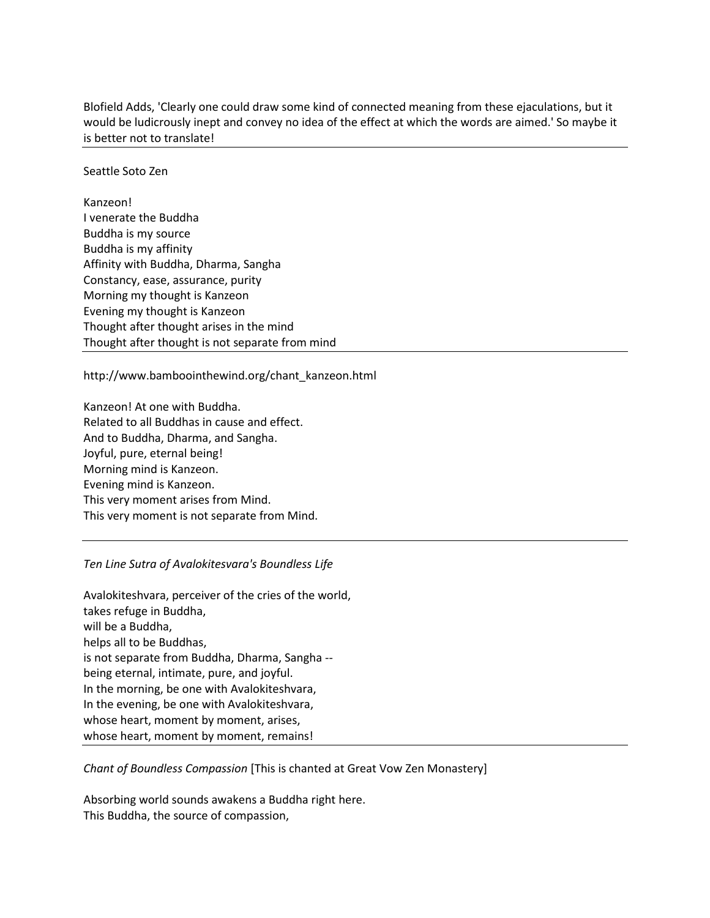Blofield Adds, 'Clearly one could draw some kind of connected meaning from these ejaculations, but it would be ludicrously inept and convey no idea of the effect at which the words are aimed.' So maybe it is better not to translate!

---

Seattle Soto Zen

Kanzeon!
I venerate the Buddha
Buddha is my source
Buddha is my affinity
Affinity with Buddha, Dharma, Sangha
Constancy, ease, assurance, purity
Morning my thought is Kanzeon
Evening my thought is Kanzeon
Thought after thought arises in the mind
Thought after thought is not separate from mind

---

http://www.bambointhewind.org/chant_kanzeon.html

Kanzeon! At one with Buddha.
Related to all Buddhas in cause and effect.
And to Buddha, Dharma, and Sangha.
Joyful, pure, eternal being!
Morning mind is Kanzeon.
Evening mind is Kanzeon.
This very moment arises from Mind.
This very moment is not separate from Mind.

---

*Ten Line Sutra of Avalokitesvara's Boundless Life*

Avalokiteshvara, perceiver of the cries of the world,
takes refuge in Buddha,
will be a Buddha,
helps all to be Buddhas,
is not separate from Buddha, Dharma, Sangha --
being eternal, intimate, pure, and joyful.
In the morning, be one with Avalokiteshvara,
In the evening, be one with Avalokiteshvara,
whose heart, moment by moment, arises,
whose heart, moment by moment, remains!

---

*Chant of Boundless Compassion* [This is chanted at Great Vow Zen Monastery]

Absorbing world sounds awakens a Buddha right here.
This Buddha, the source of compassion,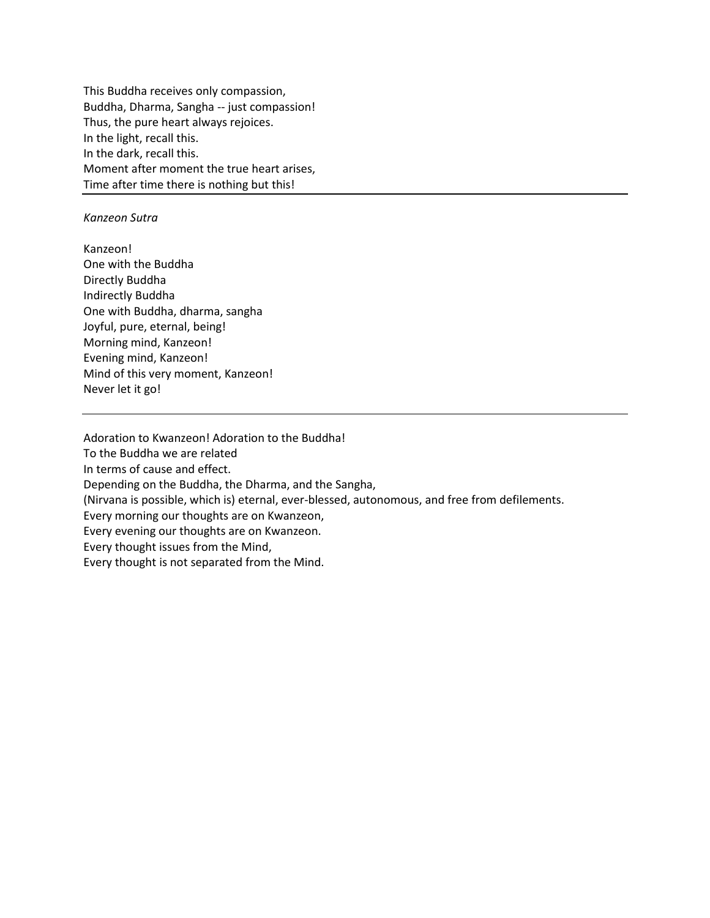This Buddha receives only compassion,  
Buddha, Dharma, Sangha -- just compassion!  
Thus, the pure heart always rejoices.  
In the light, recall this.  
In the dark, recall this.  
Moment after moment the true heart arises,  
Time after time there is nothing but this!

---

*Kanzeon Sutra*

Kanzeon!  
One with the Buddha  
Directly Buddha  
Indirectly Buddha  
One with Buddha, dharma, sangha  
Joyful, pure, eternal, being!  
Morning mind, Kanzeon!  
Evening mind, Kanzeon!  
Mind of this very moment, Kanzeon!  
Never let it go!

---

Adoration to Kwanzeon! Adoration to the Buddha!  
To the Buddha we are related  
In terms of cause and effect.  
Depending on the Buddha, the Dharma, and the Sangha,  
(Nirvana is possible, which is) eternal, ever-blessed, autonomous, and free from defilements.  
Every morning our thoughts are on Kwanzeon,  
Every evening our thoughts are on Kwanzeon.  
Every thought issues from the Mind,  
Every thought is not separated from the Mind.